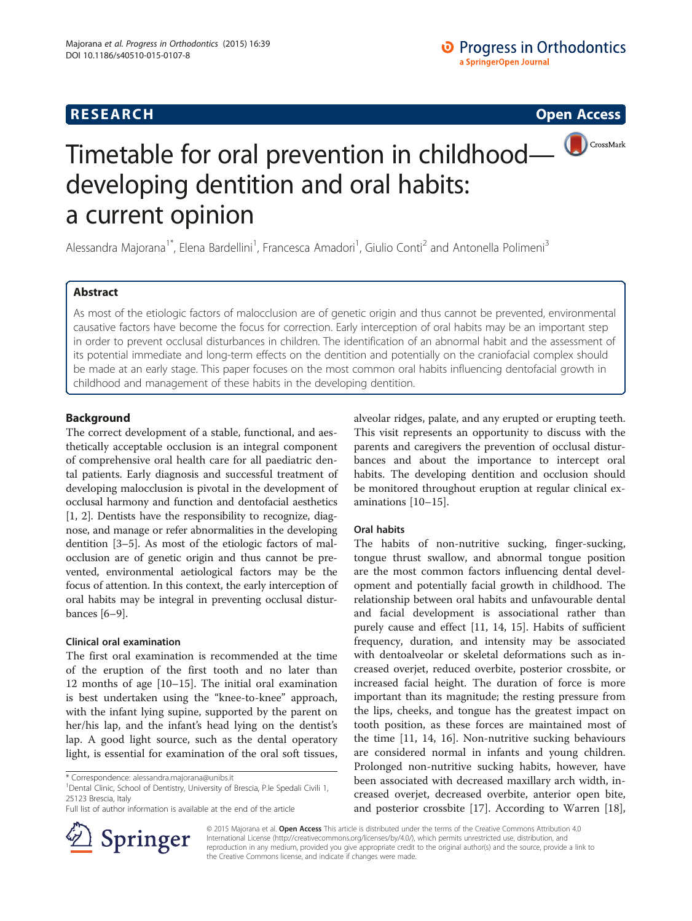RESEARCH Open Access

# Timetable for oral prevention in childhood—developing dentition and oral habits: a current opinion

Alessandra Majorana[1*], Elena Bardellini[1], Francesca Amadori[1], Giulio Conti[2] and Antonella Polimeni[3]

## Abstract

As most of the etiologic factors of malocclusion are of genetic origin and thus cannot be prevented, environmental causative factors have become the focus for correction. Early interception of oral habits may be an important step in order to prevent occlusal disturbances in children. The identification of an abnormal habit and the assessment of its potential immediate and long-term effects on the dentition and potentially on the craniofacial complex should be made at an early stage. This paper focuses on the most common oral habits influencing dentofacial growth in childhood and management of these habits in the developing dentition.

## Background

The correct development of a stable, functional, and aesthetically acceptable occlusion is an integral component of comprehensive oral health care for all paediatric dental patients. Early diagnosis and successful treatment of developing malocclusion is pivotal in the development of occlusal harmony and function and dentofacial aesthetics [1, 2]. Dentists have the responsibility to recognize, diagnose, and manage or refer abnormalities in the developing dentition [3–5]. As most of the etiologic factors of malocclusion are of genetic origin and thus cannot be prevented, environmental aetiological factors may be the focus of attention. In this context, the early interception of oral habits may be integral in preventing occlusal disturbances [6–9].

### Clinical oral examination

The first oral examination is recommended at the time of the eruption of the first tooth and no later than 12 months of age [10–15]. The initial oral examination is best undertaken using the "knee-to-knee" approach, with the infant lying supine, supported by the parent on her/his lap, and the infant's head lying on the dentist's lap. A good light source, such as the dental operatory light, is essential for examination of the oral soft tissues, alveolar ridges, palate, and any erupted or erupting teeth. This visit represents an opportunity to discuss with the parents and caregivers the prevention of occlusal disturbances and about the importance to intercept oral habits. The developing dentition and occlusion should be monitored throughout eruption at regular clinical examinations [10–15].

### Oral habits

The habits of non-nutritive sucking, finger-sucking, tongue thrust swallow, and abnormal tongue position are the most common factors influencing dental development and potentially facial growth in childhood. The relationship between oral habits and unfavourable dental and facial development is associational rather than purely cause and effect [11, 14, 15]. Habits of sufficient frequency, duration, and intensity may be associated with dentoalveolar or skeletal deformations such as increased overjet, reduced overbite, posterior crossbite, or increased facial height. The duration of force is more important than its magnitude; the resting pressure from the lips, cheeks, and tongue has the greatest impact on tooth position, as these forces are maintained most of the time [11, 14, 16]. Non-nutritive sucking behaviours are considered normal in infants and young children. Prolonged non-nutritive sucking habits, however, have been associated with decreased maxillary arch width, increased overjet, decreased overbite, anterior open bite, and posterior crossbite [17]. According to Warren [18],

\* Correspondence: alessandra.majorana@unibs.it
[1]Dental Clinic, School of Dentistry, University of Brescia, P.le Spedali Civili 1, 25123 Brescia, Italy
Full list of author information is available at the end of the article

© 2015 Majorana et al. **Open Access** This article is distributed under the terms of the Creative Commons Attribution 4.0 International License (http://creativecommons.org/licenses/by/4.0/), which permits unrestricted use, distribution, and reproduction in any medium, provided you give appropriate credit to the original author(s) and the source, provide a link to the Creative Commons license, and indicate if changes were made.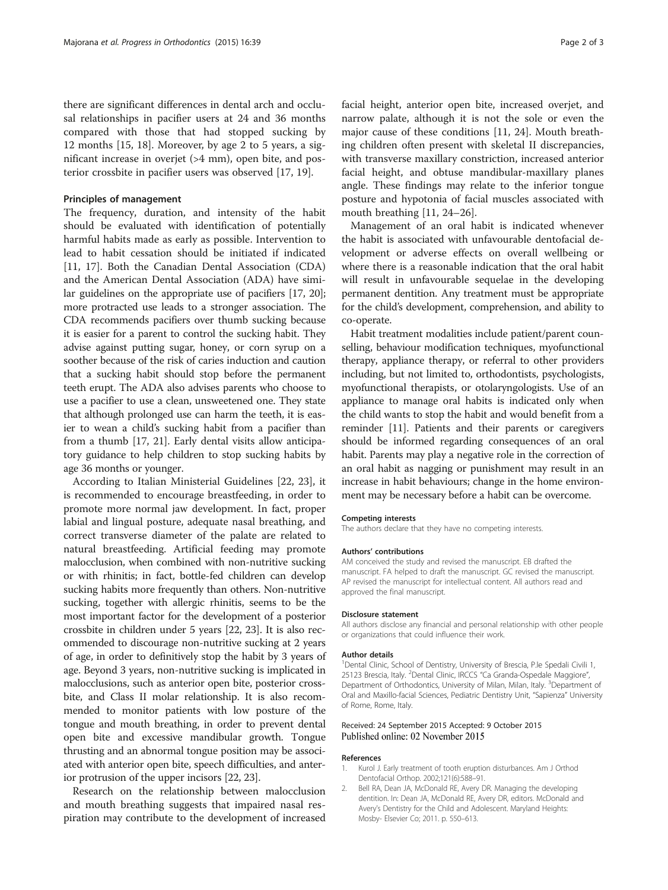there are significant differences in dental arch and occlusal relationships in pacifier users at 24 and 36 months compared with those that had stopped sucking by 12 months [15, 18]. Moreover, by age 2 to 5 years, a significant increase in overjet (>4 mm), open bite, and posterior crossbite in pacifier users was observed [17, 19].

### Principles of management

The frequency, duration, and intensity of the habit should be evaluated with identification of potentially harmful habits made as early as possible. Intervention to lead to habit cessation should be initiated if indicated [11, 17]. Both the Canadian Dental Association (CDA) and the American Dental Association (ADA) have similar guidelines on the appropriate use of pacifiers [17, 20]; more protracted use leads to a stronger association. The CDA recommends pacifiers over thumb sucking because it is easier for a parent to control the sucking habit. They advise against putting sugar, honey, or corn syrup on a soother because of the risk of caries induction and caution that a sucking habit should stop before the permanent teeth erupt. The ADA also advises parents who choose to use a pacifier to use a clean, unsweetened one. They state that although prolonged use can harm the teeth, it is easier to wean a child's sucking habit from a pacifier than from a thumb [17, 21]. Early dental visits allow anticipatory guidance to help children to stop sucking habits by age 36 months or younger.

According to Italian Ministerial Guidelines [22, 23], it is recommended to encourage breastfeeding, in order to promote more normal jaw development. In fact, proper labial and lingual posture, adequate nasal breathing, and correct transverse diameter of the palate are related to natural breastfeeding. Artificial feeding may promote malocclusion, when combined with non-nutritive sucking or with rhinitis; in fact, bottle-fed children can develop sucking habits more frequently than others. Non-nutritive sucking, together with allergic rhinitis, seems to be the most important factor for the development of a posterior crossbite in children under 5 years [22, 23]. It is also recommended to discourage non-nutritive sucking at 2 years of age, in order to definitively stop the habit by 3 years of age. Beyond 3 years, non-nutritive sucking is implicated in malocclusions, such as anterior open bite, posterior crossbite, and Class II molar relationship. It is also recommended to monitor patients with low posture of the tongue and mouth breathing, in order to prevent dental open bite and excessive mandibular growth. Tongue thrusting and an abnormal tongue position may be associated with anterior open bite, speech difficulties, and anterior protrusion of the upper incisors [22, 23].

Research on the relationship between malocclusion and mouth breathing suggests that impaired nasal respiration may contribute to the development of increased facial height, anterior open bite, increased overjet, and narrow palate, although it is not the sole or even the major cause of these conditions [11, 24]. Mouth breathing children often present with skeletal II discrepancies, with transverse maxillary constriction, increased anterior facial height, and obtuse mandibular-maxillary planes angle. These findings may relate to the inferior tongue posture and hypotonia of facial muscles associated with mouth breathing [11, 24–26].

Management of an oral habit is indicated whenever the habit is associated with unfavourable dentofacial development or adverse effects on overall wellbeing or where there is a reasonable indication that the oral habit will result in unfavourable sequelae in the developing permanent dentition. Any treatment must be appropriate for the child's development, comprehension, and ability to co-operate.

Habit treatment modalities include patient/parent counselling, behaviour modification techniques, myofunctional therapy, appliance therapy, or referral to other providers including, but not limited to, orthodontists, psychologists, myofunctional therapists, or otolaryngologists. Use of an appliance to manage oral habits is indicated only when the child wants to stop the habit and would benefit from a reminder [11]. Patients and their parents or caregivers should be informed regarding consequences of an oral habit. Parents may play a negative role in the correction of an oral habit as nagging or punishment may result in an increase in habit behaviours; change in the home environment may be necessary before a habit can be overcome.

#### Competing interests

The authors declare that they have no competing interests.

#### Authors' contributions

AM conceived the study and revised the manuscript. EB drafted the manuscript. FA helped to draft the manuscript. GC revised the manuscript. AP revised the manuscript for intellectual content. All authors read and approved the final manuscript.

#### Disclosure statement

All authors disclose any financial and personal relationship with other people or organizations that could influence their work.

#### Author details

[1]Dental Clinic, School of Dentistry, University of Brescia, P.le Spedali Civili 1, 25123 Brescia, Italy. [2]Dental Clinic, IRCCS "Ca Granda-Ospedale Maggiore", Department of Orthodontics, University of Milan, Milan, Italy. [3]Department of Oral and Maxillo-facial Sciences, Pediatric Dentistry Unit, "Sapienza" University of Rome, Rome, Italy.

Received: 24 September 2015 Accepted: 9 October 2015
Published online: 02 November 2015

#### References

1. Kurol J. Early treatment of tooth eruption disturbances. Am J Orthod Dentofacial Orthop. 2002;121(6):588–91.
2. Bell RA, Dean JA, McDonald RE, Avery DR. Managing the developing dentition. In: Dean JA, McDonald RE, Avery DR, editors. McDonald and Avery's Dentistry for the Child and Adolescent. Maryland Heights: Mosby- Elsevier Co; 2011. p. 550–613.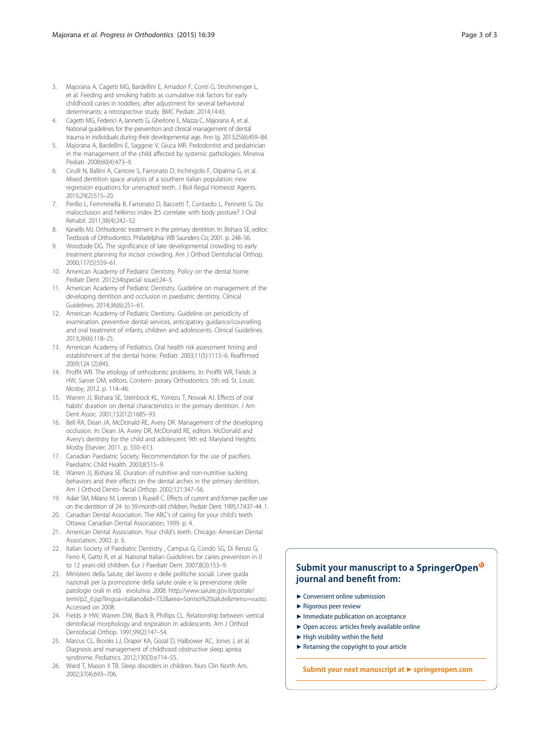3. Majorana A, Cagetti MG, Bardellini E, Amadori F, Conti G, Strohmenger L, et al. Feeding and smoking habits as cumulative risk factors for early childhood caries in toddlers, after adjustment for several behavioral determinants: a retrospective study. BMC Pediatr. 2014;14:45.
4. Cagetti MG, Federici A, Iannetti G, Gherlone E, Mazza C, Majorana A, et al. National guidelines for the prevention and clinical management of dental trauma in individuals during their developmental age. Ann Ig. 2013;25(6):459–84.
5. Majorana A, Bardellini E, Saggese V, Giuca MR. Pedodontist and pediatrician in the management of the child affected by systemic pathologies. Minerva Pediatr. 2008;60(4):473–9.
6. Cirulli N, Ballini A, Cantore S, Farronato D, Inchingolo F, Dipalma G, et al. Mixed dentition space analysis of a southern italian population: new regression equations for unerupted teeth. J Biol Regul Homeost Agents. 2015;29(2):515–20.
7. Perillo L, Femminella B, Farronato D, Baccetti T, Contardo L, Perinetti G. Do malocclusion and helkimo index ≥5 correlate with body posture? J Oral Rehabil. 2011;38(4):242–52.
8. Kanellis MJ. Orthodontic treatment in the primary dentition. In: Bishara SE, editor. Textbook of Orthodontics. Philadelphia: WB Saunders Co; 2001. p. 248–56.
9. Woodside DG. The significance of late developmental crowding to early treatment planning for incisor crowding. Am J Orthod Dentofacial Orthop. 2000;117(5):559–61.
10. American Academy of Pediatric Dentistry. Policy on the dental home. Pediatr Dent. 2012;34(special issue):24–5.
11. American Academy of Pediatric Dentistry. Guideline on management of the developing dentition and occlusion in paediatric dentistry. Clinical Guidelines. 2014;36(6):251–61.
12. American Academy of Pediatric Dentistry. Guideline on periodicity of examination. preventive dental services, anticipatory guidance/counseling and oral treatment of infants, children and adolescents. Clinical Guidelines. 2013;36(6):118–25.
13. American Academy of Pediatrics. Oral health risk assessment timing and establishment of the dental home. Pediatr. 2003;11(5):1113–6. Reaffirmed 2009;124 (2):845.
14. Proffit WR. The etiology of orthodontic problems. In: Proffit WR, Fields Jr HW, Sarver DM, editors. Contem- porary Orthodontics. 5th ed. St. Louis: Mosby; 2012. p. 114–46.
15. Warren JJ, Bishara SE, Steinbock KL, Yonezu T, Nowak AJ. Effects of oral habits' duration on dental characteristics in the primary dentition. J Am Dent Assoc. 2001;132(12):1685–93.
16. Bell RA, Dean JA, McDonald RE, Avery DR. Management of the developing occlusion. In: Dean JA, Avery DR, McDonald RE, editors. McDonald and Avery's dentistry for the child and adolescent. 9th ed. Maryland Heights: Mosby Elsevier; 2011. p. 550–613.
17. Canadian Paediatric Society. Recommendation for the use of pacifiers. Paediatric Child Health. 2003;8:515–9.
18. Warren JJ, Bishara SE. Duration of nutritive and non-nutritive sucking behaviors and their effects on the dental arches in the primary dentition. Am J Orthod Dento- facial Orthop. 2002;121:347–56.
19. Adair SM, Milano M, Lorenzo I, Russell C. Effects of current and former pacifier use on the dentition of 24- to 59-month-old children. Pediatr Dent. 1995;17:437–44. 1.
20. Canadian Dental Association. The ABC's of caring for your child's teeth. Ottawa: Canadian Dental Association; 1999. p. 4.
21. American Dental Association. Your child's teeth. Chicago: American Dental Association; 2002. p. 6.
22. Italian Society of Paediatric Dentistry , Campus G, Condò SG, Di Renzo G, Ferro R, Gatto R, et al. National Italian Guidelines for caries prevention in 0 to 12 years-old children. Eur J Paediatr Dent. 2007;8(3):153–9.
23. Ministero della Salute, del lavoro e delle politiche sociali. Linee guida nazionali per la promozione della salute orale e la prevenzione delle patologie orali in età evolutiva .2008. http://www.salute.gov.it/portale/temi/p2_6.jsp?lingua=italiano&id=732&area=Sorriso%20salute&menu=vuoto. Accessed on 2008.
24. Fields Jr HW, Warren DW, Black B, Phillips CL. Relationship between vertical dentofacial morphology and respiration in adolescents. Am J Orthod Dentofacial Orthop. 1991;99(2):147–54.
25. Marcus CL, Brooks LJ, Draper KA, Gozal D, Halbower AC, Jones J, et al. Diagnosis and management of childhood obstructive sleep apnea syndrome. Pediatrics. 2012;130(3):e714–55.
26. Ward T, Mason II TB. Sleep disorders in children. Nurs Clin North Am. 2002;37(4):693–706.

**Submit your manuscript to a SpringerOpen journal and benefit from:**

- ► Convenient online submission
- ► Rigorous peer review
- ► Immediate publication on acceptance
- ► Open access: articles freely available online
- ► High visibility within the field
- ► Retaining the copyright to your article

**Submit your next manuscript at ► springeropen.com**